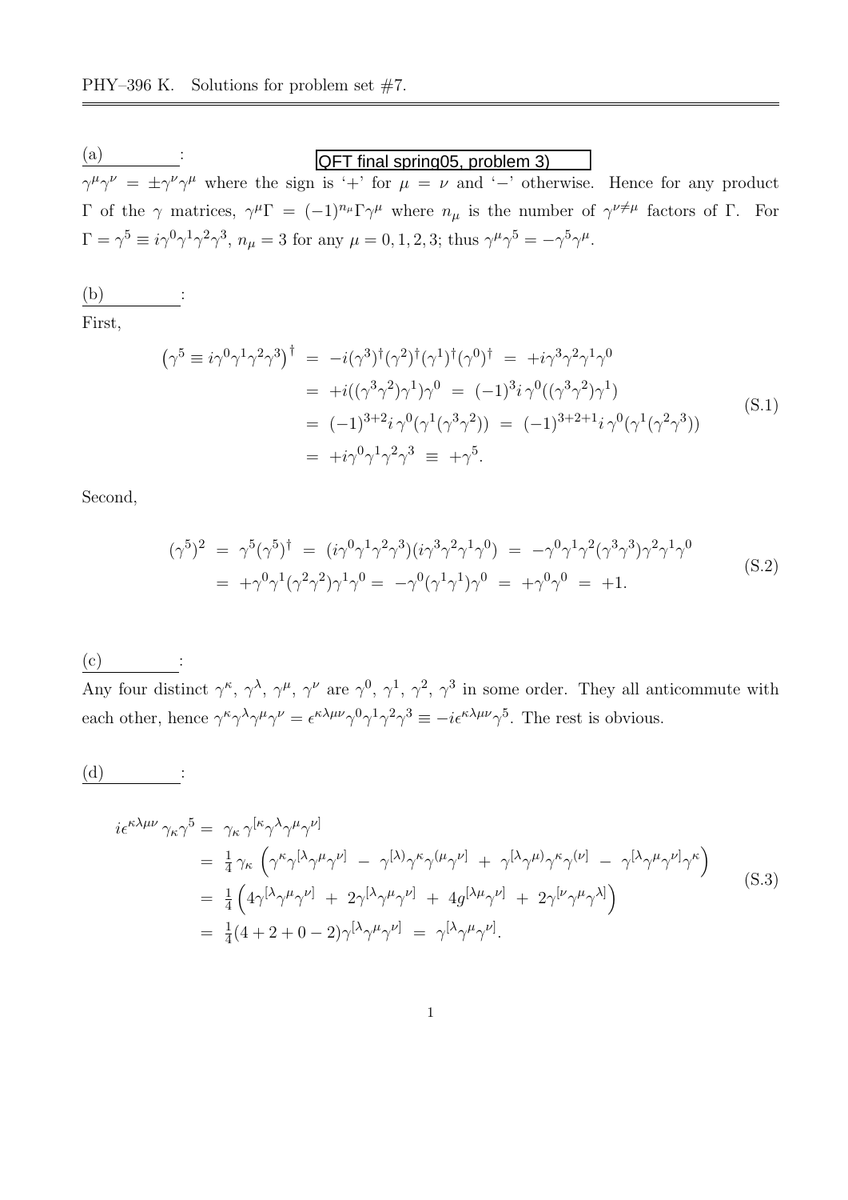PHY–396 K. Solutions for problem set #7.

(a) : QFT final spring05, problem 3)

$\gamma^\mu\gamma^\nu = \pm\gamma^\nu\gamma^\mu$ where the sign is '+' for $\mu = \nu$ and '−' otherwise. Hence for any product $\Gamma$ of the $\gamma$ matrices, $\gamma^\mu\Gamma = (-1)^{n_\mu}\Gamma\gamma^\mu$ where $n_\mu$ is the number of $\gamma^{\nu\neq\mu}$ factors of $\Gamma$. For $\Gamma = \gamma^5 \equiv i\gamma^0\gamma^1\gamma^2\gamma^3$, $n_\mu = 3$ for any $\mu = 0, 1, 2, 3$; thus $\gamma^\mu\gamma^5 = -\gamma^5\gamma^\mu$.

(b) :

First,

$$
\begin{aligned}
\left(\gamma^5 \equiv i\gamma^0\gamma^1\gamma^2\gamma^3\right)^\dagger \;&=\; -i(\gamma^3)^\dagger(\gamma^2)^\dagger(\gamma^1)^\dagger(\gamma^0)^\dagger \;=\; +i\gamma^3\gamma^2\gamma^1\gamma^0 \\
&=\; +i((\gamma^3\gamma^2)\gamma^1)\gamma^0 \;=\; (-1)^3 i\,\gamma^0((\gamma^3\gamma^2)\gamma^1) \\
&=\; (-1)^{3+2} i\,\gamma^0(\gamma^1(\gamma^3\gamma^2)) \;=\; (-1)^{3+2+1} i\,\gamma^0(\gamma^1(\gamma^2\gamma^3)) \\
&=\; +i\gamma^0\gamma^1\gamma^2\gamma^3 \;\equiv\; +\gamma^5.
\end{aligned}
\tag{S.1}
$$

Second,

$$
\begin{aligned}
(\gamma^5)^2 \;&=\; \gamma^5(\gamma^5)^\dagger \;=\; (i\gamma^0\gamma^1\gamma^2\gamma^3)(i\gamma^3\gamma^2\gamma^1\gamma^0) \;=\; -\gamma^0\gamma^1\gamma^2(\gamma^3\gamma^3)\gamma^2\gamma^1\gamma^0 \\
&=\; +\gamma^0\gamma^1(\gamma^2\gamma^2)\gamma^1\gamma^0 = \; -\gamma^0(\gamma^1\gamma^1)\gamma^0 \;=\; +\gamma^0\gamma^0 \;=\; +1.
\end{aligned}
\tag{S.2}
$$

(c) :

Any four distinct $\gamma^\kappa$, $\gamma^\lambda$, $\gamma^\mu$, $\gamma^\nu$ are $\gamma^0$, $\gamma^1$, $\gamma^2$, $\gamma^3$ in some order. They all anticommute with each other, hence $\gamma^\kappa\gamma^\lambda\gamma^\mu\gamma^\nu = \epsilon^{\kappa\lambda\mu\nu}\gamma^0\gamma^1\gamma^2\gamma^3 \equiv -i\epsilon^{\kappa\lambda\mu\nu}\gamma^5$. The rest is obvious.

(d) :

$$
\begin{aligned}
i\epsilon^{\kappa\lambda\mu\nu}\,\gamma_\kappa\gamma^5 =\; &\gamma_\kappa\,\gamma^{[\kappa}\gamma^\lambda\gamma^\mu\gamma^{\nu]} \\
=\; &\tfrac{1}{4}\,\gamma_\kappa\left(\gamma^\kappa\gamma^{[\lambda}\gamma^\mu\gamma^{\nu]} \;-\; \gamma^{[\lambda)}\gamma^\kappa\gamma^{(\mu}\gamma^{\nu]} \;+\; \gamma^{[\lambda}\gamma^{\mu)}\gamma^\kappa\gamma^{(\nu]} \;-\; \gamma^{[\lambda}\gamma^\mu\gamma^{\nu]}\gamma^\kappa\right) \\
=\; &\tfrac{1}{4}\left(4\gamma^{[\lambda}\gamma^\mu\gamma^{\nu]} \;+\; 2\gamma^{[\lambda}\gamma^\mu\gamma^{\nu]} \;+\; 4g^{[\lambda\mu}\gamma^{\nu]} \;+\; 2\gamma^{[\nu}\gamma^\mu\gamma^{\lambda]}\right) \\
=\; &\tfrac{1}{4}(4+2+0-2)\gamma^{[\lambda}\gamma^\mu\gamma^{\nu]} \;=\; \gamma^{[\lambda}\gamma^\mu\gamma^{\nu]}.
\end{aligned}
\tag{S.3}
$$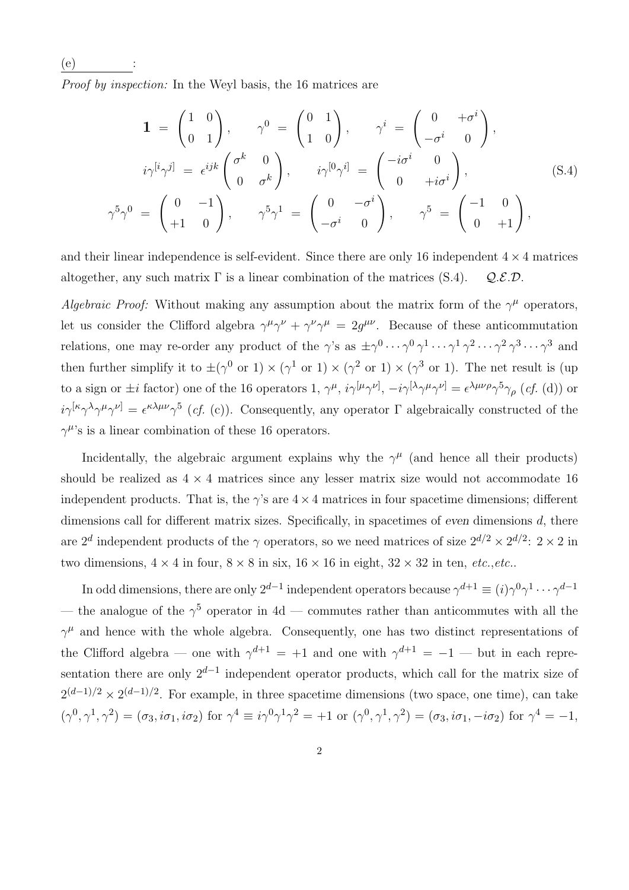(e) ________:

*Proof by inspection:* In the Weyl basis, the 16 matrices are

$$
\begin{aligned}
\mathbf{1} &= \begin{pmatrix} 1 & 0 \\ 0 & 1 \end{pmatrix}, \qquad \gamma^0 = \begin{pmatrix} 0 & 1 \\ 1 & 0 \end{pmatrix}, \qquad \gamma^i = \begin{pmatrix} 0 & +\sigma^i \\ -\sigma^i & 0 \end{pmatrix}, \\
i\gamma^{[i}\gamma^{j]} &= \epsilon^{ijk} \begin{pmatrix} \sigma^k & 0 \\ 0 & \sigma^k \end{pmatrix}, \qquad i\gamma^{[0}\gamma^{i]} = \begin{pmatrix} -i\sigma^i & 0 \\ 0 & +i\sigma^i \end{pmatrix}, \\
\gamma^5\gamma^0 &= \begin{pmatrix} 0 & -1 \\ +1 & 0 \end{pmatrix}, \qquad \gamma^5\gamma^1 = \begin{pmatrix} 0 & -\sigma^i \\ -\sigma^i & 0 \end{pmatrix}, \qquad \gamma^5 = \begin{pmatrix} -1 & 0 \\ 0 & +1 \end{pmatrix},
\end{aligned}
\tag{S.4}
$$

and their linear independence is self-evident. Since there are only 16 independent $4 \times 4$ matrices altogether, any such matrix $\Gamma$ is a linear combination of the matrices (S.4). $\mathcal{Q.E.D.}$

*Algebraic Proof:* Without making any assumption about the matrix form of the $\gamma^\mu$ operators, let us consider the Clifford algebra $\gamma^\mu\gamma^\nu + \gamma^\nu\gamma^\mu = 2g^{\mu\nu}$. Because of these anticommutation relations, one may re-order any product of the $\gamma$'s as $\pm\gamma^0 \cdots \gamma^0 \, \gamma^1 \cdots \gamma^1 \, \gamma^2 \cdots \gamma^2 \, \gamma^3 \cdots \gamma^3$ and then further simplify it to $\pm(\gamma^0 \text{ or } 1) \times (\gamma^1 \text{ or } 1) \times (\gamma^2 \text{ or } 1) \times (\gamma^3 \text{ or } 1)$. The net result is (up to a sign or $\pm i$ factor) one of the 16 operators $1$, $\gamma^\mu$, $i\gamma^{[\mu}\gamma^{\nu]}$, $-i\gamma^{[\lambda}\gamma^\mu\gamma^{\nu]} = \epsilon^{\lambda\mu\nu\rho}\gamma^5\gamma_\rho$ (*cf.* (d)) or $i\gamma^{[\kappa}\gamma^\lambda\gamma^\mu\gamma^{\nu]} = \epsilon^{\kappa\lambda\mu\nu}\gamma^5$ (*cf.* (c)). Consequently, any operator $\Gamma$ algebraically constructed of the $\gamma^\mu$'s is a linear combination of these 16 operators.

Incidentally, the algebraic argument explains why the $\gamma^\mu$ (and hence all their products) should be realized as $4 \times 4$ matrices since any lesser matrix size would not accommodate 16 independent products. That is, the $\gamma$'s are $4 \times 4$ matrices in four spacetime dimensions; different dimensions call for different matrix sizes. Specifically, in spacetimes of *even* dimensions $d$, there are $2^d$ independent products of the $\gamma$ operators, so we need matrices of size $2^{d/2} \times 2^{d/2}$: $2 \times 2$ in two dimensions, $4 \times 4$ in four, $8 \times 8$ in six, $16 \times 16$ in eight, $32 \times 32$ in ten, *etc.*,*etc.*.

In odd dimensions, there are only $2^{d-1}$ independent operators because $\gamma^{d+1} \equiv (i)\gamma^0\gamma^1 \cdots \gamma^{d-1}$ — the analogue of the $\gamma^5$ operator in 4d — commutes rather than anticommutes with all the $\gamma^\mu$ and hence with the whole algebra. Consequently, one has two distinct representations of the Clifford algebra — one with $\gamma^{d+1} = +1$ and one with $\gamma^{d+1} = -1$ — but in each representation there are only $2^{d-1}$ independent operator products, which call for the matrix size of $2^{(d-1)/2} \times 2^{(d-1)/2}$. For example, in three spacetime dimensions (two space, one time), can take $(\gamma^0, \gamma^1, \gamma^2) = (\sigma_3, i\sigma_1, i\sigma_2)$ for $\gamma^4 \equiv i\gamma^0\gamma^1\gamma^2 = +1$ or $(\gamma^0, \gamma^1, \gamma^2) = (\sigma_3, i\sigma_1, -i\sigma_2)$ for $\gamma^4 = -1$,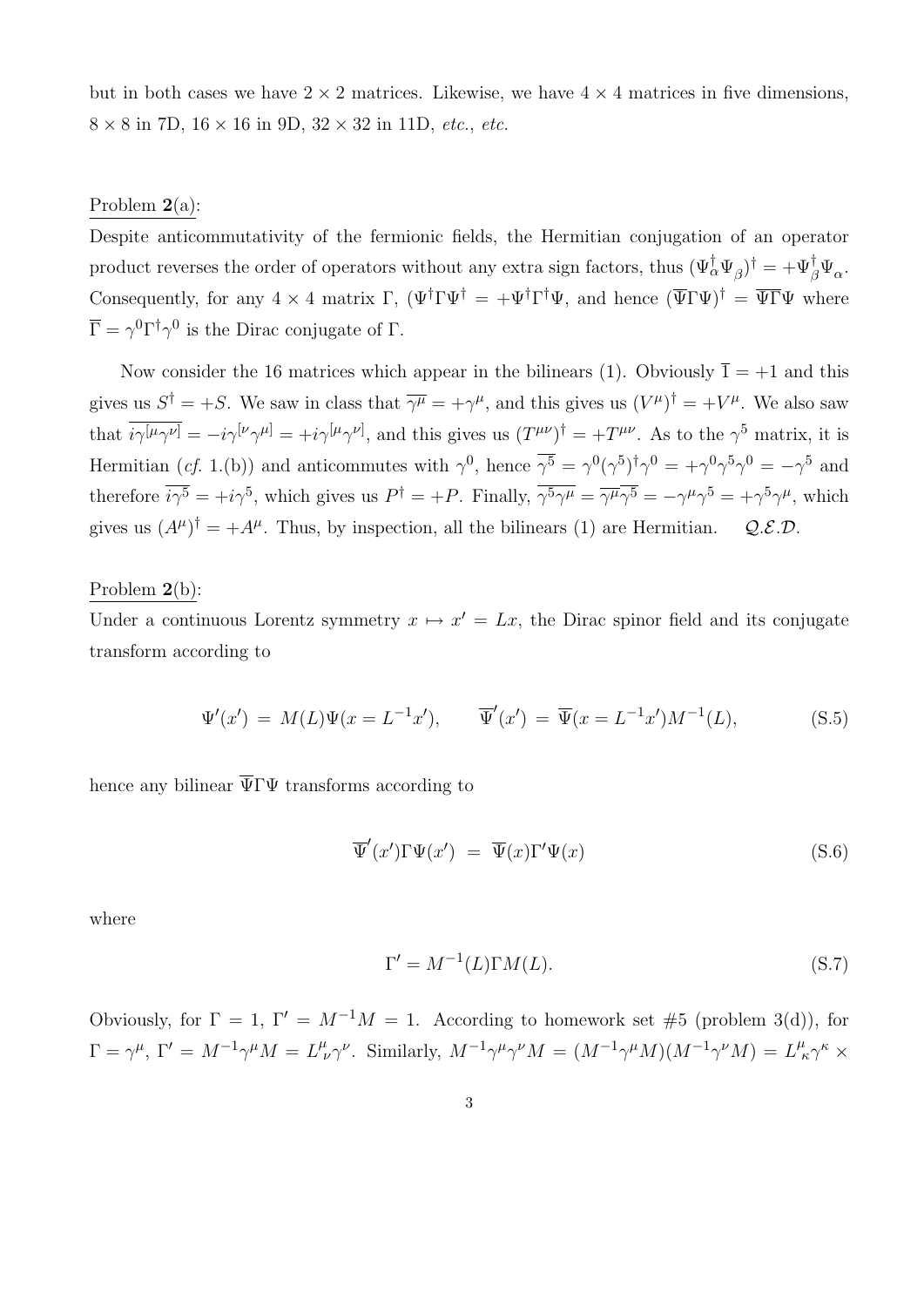but in both cases we have $2 \times 2$ matrices. Likewise, we have $4 \times 4$ matrices in five dimensions, $8 \times 8$ in 7D, $16 \times 16$ in 9D, $32 \times 32$ in 11D, *etc.*, *etc.*

Problem **2**(a):

Despite anticommutativity of the fermionic fields, the Hermitian conjugation of an operator product reverses the order of operators without any extra sign factors, thus $(\Psi_\alpha^\dagger \Psi_\beta)^\dagger = +\Psi_\beta^\dagger \Psi_\alpha$. Consequently, for any $4 \times 4$ matrix $\Gamma$, $(\Psi^\dagger \Gamma \Psi^\dagger = +\Psi^\dagger \Gamma^\dagger \Psi$, and hence $(\overline{\Psi}\Gamma\Psi)^\dagger = \overline{\Psi}\overline{\Gamma}\Psi$ where $\overline{\Gamma} = \gamma^0 \Gamma^\dagger \gamma^0$ is the Dirac conjugate of $\Gamma$.

Now consider the 16 matrices which appear in the bilinears (1). Obviously $\overline{1} = +1$ and this gives us $S^\dagger = +S$. We saw in class that $\overline{\gamma^\mu} = +\gamma^\mu$, and this gives us $(V^\mu)^\dagger = +V^\mu$. We also saw that $\overline{i\gamma^{[\mu}\gamma^{\nu]}} = -i\gamma^{[\nu}\gamma^{\mu]} = +i\gamma^{[\mu}\gamma^{\nu]}$, and this gives us $(T^{\mu\nu})^\dagger = +T^{\mu\nu}$. As to the $\gamma^5$ matrix, it is Hermitian (*cf.* 1.(b)) and anticommutes with $\gamma^0$, hence $\overline{\gamma^5} = \gamma^0(\gamma^5)^\dagger\gamma^0 = +\gamma^0\gamma^5\gamma^0 = -\gamma^5$ and therefore $\overline{i\gamma^5} = +i\gamma^5$, which gives us $P^\dagger = +P$. Finally, $\overline{\gamma^5\gamma^\mu} = \overline{\gamma^\mu}\,\overline{\gamma^5} = -\gamma^\mu\gamma^5 = +\gamma^5\gamma^\mu$, which gives us $(A^\mu)^\dagger = +A^\mu$. Thus, by inspection, all the bilinears (1) are Hermitian. $\mathcal{Q.E.D.}$

Problem **2**(b):

Under a continuous Lorentz symmetry $x \mapsto x' = Lx$, the Dirac spinor field and its conjugate transform according to

$$\Psi'(x') = M(L)\Psi(x = L^{-1}x'), \qquad \overline{\Psi}'(x') = \overline{\Psi}(x = L^{-1}x')M^{-1}(L), \tag{S.5}$$

hence any bilinear $\overline{\Psi}\Gamma\Psi$ transforms according to

$$\overline{\Psi}'(x')\Gamma\Psi(x') = \overline{\Psi}(x)\Gamma'\Psi(x) \tag{S.6}$$

where

$$\Gamma' = M^{-1}(L)\Gamma M(L). \tag{S.7}$$

Obviously, for $\Gamma = 1$, $\Gamma' = M^{-1}M = 1$. According to homework set #5 (problem 3(d)), for $\Gamma = \gamma^\mu$, $\Gamma' = M^{-1}\gamma^\mu M = L^\mu_{\ \nu}\gamma^\nu$. Similarly, $M^{-1}\gamma^\mu\gamma^\nu M = (M^{-1}\gamma^\mu M)(M^{-1}\gamma^\nu M) = L^\mu_{\ \kappa}\gamma^\kappa \times$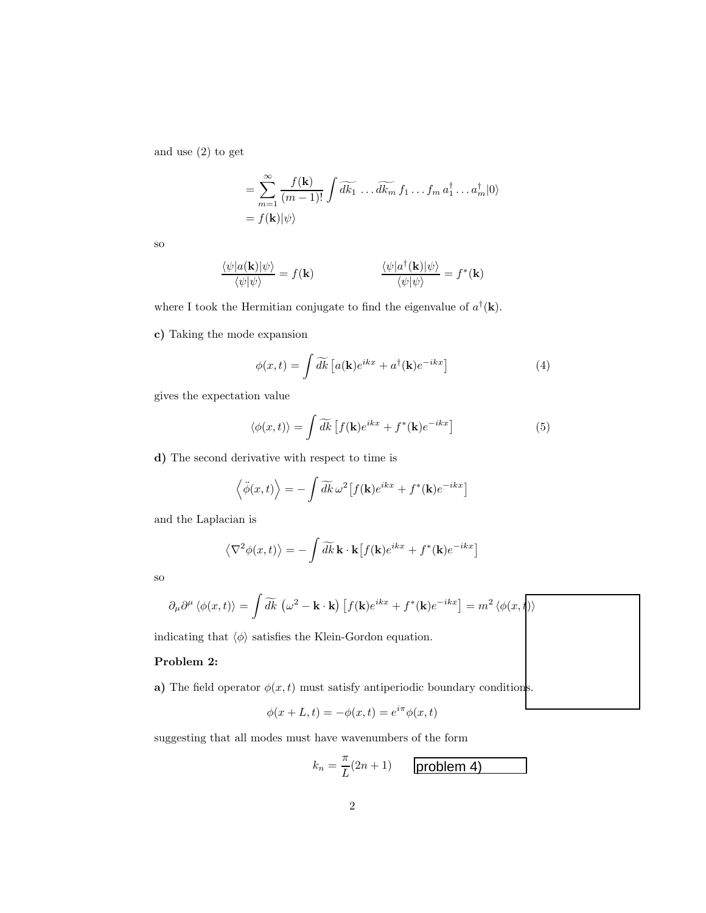and use (2) to get

$$
\begin{aligned}
&= \sum_{m=1}^{\infty} \frac{f(\mathbf{k})}{(m-1)!} \int \widetilde{dk_1} \, \ldots \widetilde{dk_m} \, f_1 \ldots f_m \, a_1^\dagger \ldots a_m^\dagger |0\rangle \\
&= f(\mathbf{k})|\psi\rangle
\end{aligned}
$$

so

$$
\frac{\langle\psi|a(\mathbf{k})|\psi\rangle}{\langle\psi|\psi\rangle} = f(\mathbf{k}) \qquad\qquad \frac{\langle\psi|a^\dagger(\mathbf{k})|\psi\rangle}{\langle\psi|\psi\rangle} = f^*(\mathbf{k})
$$

where I took the Hermitian conjugate to find the eigenvalue of $a^\dagger(\mathbf{k})$.

**c)** Taking the mode expansion

$$
\phi(x,t) = \int \widetilde{dk} \left[ a(\mathbf{k}) e^{ikx} + a^\dagger(\mathbf{k}) e^{-ikx} \right] \tag{4}
$$

gives the expectation value

$$
\langle \phi(x,t) \rangle = \int \widetilde{dk} \left[ f(\mathbf{k}) e^{ikx} + f^*(\mathbf{k}) e^{-ikx} \right] \tag{5}
$$

**d)** The second derivative with respect to time is

$$
\left\langle \ddot{\phi}(x,t) \right\rangle = -\int \widetilde{dk} \, \omega^2 \left[ f(\mathbf{k}) e^{ikx} + f^*(\mathbf{k}) e^{-ikx} \right]
$$

and the Laplacian is

$$
\left\langle \nabla^2 \phi(x,t) \right\rangle = -\int \widetilde{dk} \, \mathbf{k} \cdot \mathbf{k} \left[ f(\mathbf{k}) e^{ikx} + f^*(\mathbf{k}) e^{-ikx} \right]
$$

so

$$
\partial_\mu \partial^\mu \left\langle \phi(x,t) \right\rangle = \int \widetilde{dk} \left( \omega^2 - \mathbf{k} \cdot \mathbf{k} \right) \left[ f(\mathbf{k}) e^{ikx} + f^*(\mathbf{k}) e^{-ikx} \right] = m^2 \left\langle \phi(x,t) \right\rangle
$$

indicating that $\langle \phi \rangle$ satisfies the Klein-Gordon equation.

**Problem 2:**

**a)** The field operator $\phi(x,t)$ must satisfy antiperiodic boundary conditions.

$$
\phi(x+L,t) = -\phi(x,t) = e^{i\pi} \phi(x,t)
$$

suggesting that all modes must have wavenumbers of the form

$$
k_n = \frac{\pi}{L}(2n+1)
$$

problem 4)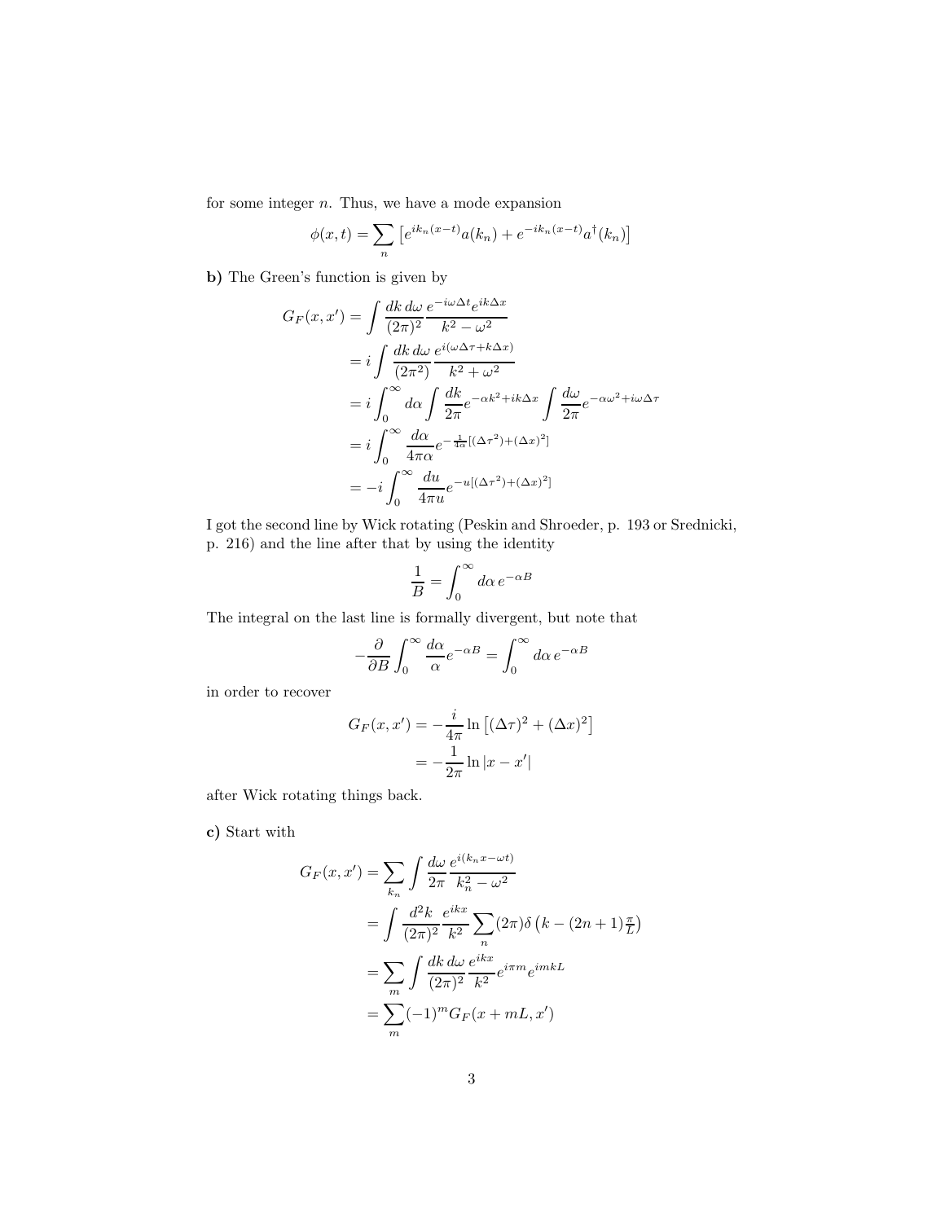for some integer $n$. Thus, we have a mode expansion

$$\phi(x,t) = \sum_n \left[ e^{ik_n(x-t)} a(k_n) + e^{-ik_n(x-t)} a^\dagger(k_n) \right]$$

**b)** The Green's function is given by

$$\begin{aligned}
G_F(x,x') &= \int \frac{dk\,d\omega}{(2\pi)^2} \frac{e^{-i\omega\Delta t} e^{ik\Delta x}}{k^2 - \omega^2} \\
&= i \int \frac{dk\,d\omega}{(2\pi^2)} \frac{e^{i(\omega\Delta\tau + k\Delta x)}}{k^2 + \omega^2} \\
&= i \int_0^\infty d\alpha \int \frac{dk}{2\pi} e^{-\alpha k^2 + ik\Delta x} \int \frac{d\omega}{2\pi} e^{-\alpha\omega^2 + i\omega\Delta\tau} \\
&= i \int_0^\infty \frac{d\alpha}{4\pi\alpha} e^{-\frac{1}{4\alpha}[(\Delta\tau^2) + (\Delta x)^2]} \\
&= -i \int_0^\infty \frac{du}{4\pi u} e^{-u[(\Delta\tau^2) + (\Delta x)^2]}
\end{aligned}$$

I got the second line by Wick rotating (Peskin and Shroeder, p. 193 or Srednicki, p. 216) and the line after that by using the identity

$$\frac{1}{B} = \int_0^\infty d\alpha\, e^{-\alpha B}$$

The integral on the last line is formally divergent, but note that

$$-\frac{\partial}{\partial B} \int_0^\infty \frac{d\alpha}{\alpha} e^{-\alpha B} = \int_0^\infty d\alpha\, e^{-\alpha B}$$

in order to recover

$$\begin{aligned}
G_F(x,x') &= -\frac{i}{4\pi} \ln\left[(\Delta\tau)^2 + (\Delta x)^2\right] \\
&= -\frac{1}{2\pi} \ln|x - x'|
\end{aligned}$$

after Wick rotating things back.

**c)** Start with

$$\begin{aligned}
G_F(x,x') &= \sum_{k_n} \int \frac{d\omega}{2\pi} \frac{e^{i(k_n x - \omega t)}}{k_n^2 - \omega^2} \\
&= \int \frac{d^2k}{(2\pi)^2} \frac{e^{ikx}}{k^2} \sum_n (2\pi)\delta\left(k - (2n+1)\tfrac{\pi}{L}\right) \\
&= \sum_m \int \frac{dk\,d\omega}{(2\pi)^2} \frac{e^{ikx}}{k^2} e^{i\pi m} e^{imkL} \\
&= \sum_m (-1)^m G_F(x + mL, x')
\end{aligned}$$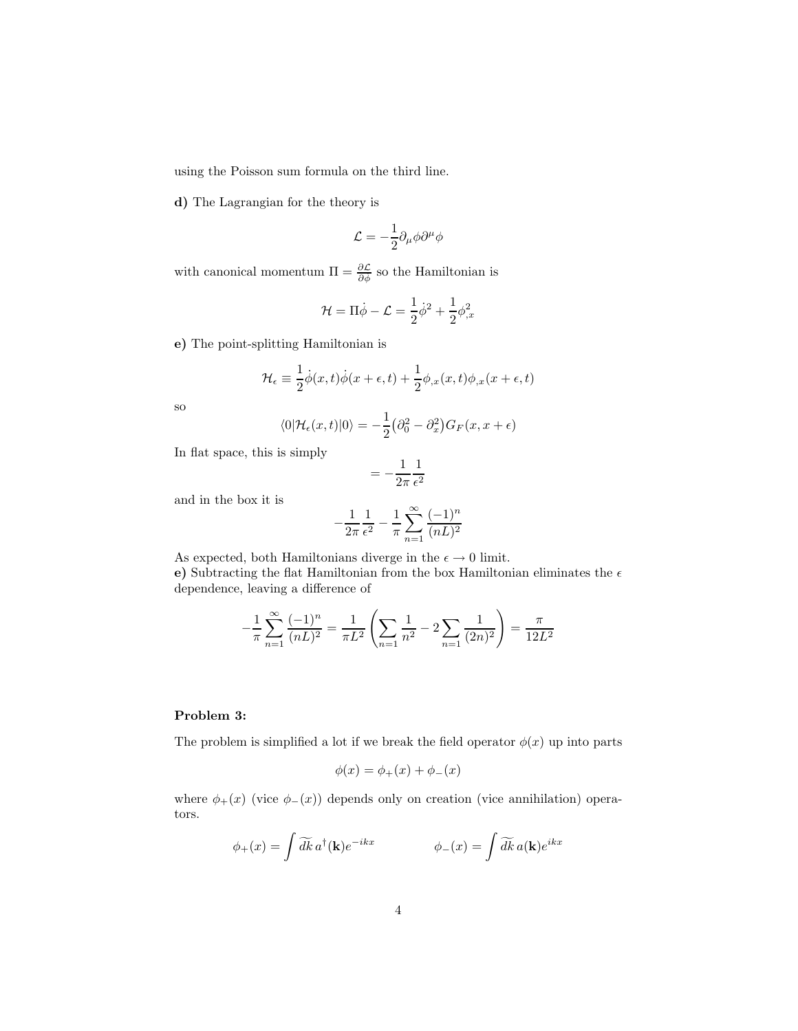using the Poisson sum formula on the third line.

**d)** The Lagrangian for the theory is

$$\mathcal{L} = -\frac{1}{2}\partial_\mu \phi \partial^\mu \phi$$

with canonical momentum $\Pi = \frac{\partial \mathcal{L}}{\partial \dot{\phi}}$ so the Hamiltonian is

$$\mathcal{H} = \Pi \dot{\phi} - \mathcal{L} = \frac{1}{2}\dot{\phi}^2 + \frac{1}{2}\phi_{,x}^2$$

**e)** The point-splitting Hamiltonian is

$$\mathcal{H}_\epsilon \equiv \frac{1}{2}\dot{\phi}(x,t)\dot{\phi}(x+\epsilon,t) + \frac{1}{2}\phi_{,x}(x,t)\phi_{,x}(x+\epsilon,t)$$

so

$$\langle 0|\mathcal{H}_\epsilon(x,t)|0\rangle = -\frac{1}{2}\big(\partial_0^2 - \partial_x^2\big)G_F(x, x+\epsilon)$$

In flat space, this is simply

$$= -\frac{1}{2\pi}\frac{1}{\epsilon^2}$$

and in the box it is

$$-\frac{1}{2\pi}\frac{1}{\epsilon^2} - \frac{1}{\pi}\sum_{n=1}^{\infty}\frac{(-1)^n}{(nL)^2}$$

As expected, both Hamiltonians diverge in the $\epsilon \to 0$ limit.
**e)** Subtracting the flat Hamiltonian from the box Hamiltonian eliminates the $\epsilon$ dependence, leaving a difference of

$$-\frac{1}{\pi}\sum_{n=1}^{\infty}\frac{(-1)^n}{(nL)^2} = \frac{1}{\pi L^2}\left(\sum_{n=1}\frac{1}{n^2} - 2\sum_{n=1}\frac{1}{(2n)^2}\right) = \frac{\pi}{12L^2}$$

**Problem 3:**

The problem is simplified a lot if we break the field operator $\phi(x)$ up into parts

$$\phi(x) = \phi_+(x) + \phi_-(x)$$

where $\phi_+(x)$ (vice $\phi_-(x)$) depends only on creation (vice annihilation) operators.

$$\phi_+(x) = \int \widetilde{dk}\, a^\dagger(\mathbf{k})e^{-ikx} \qquad\qquad \phi_-(x) = \int \widetilde{dk}\, a(\mathbf{k})e^{ikx}$$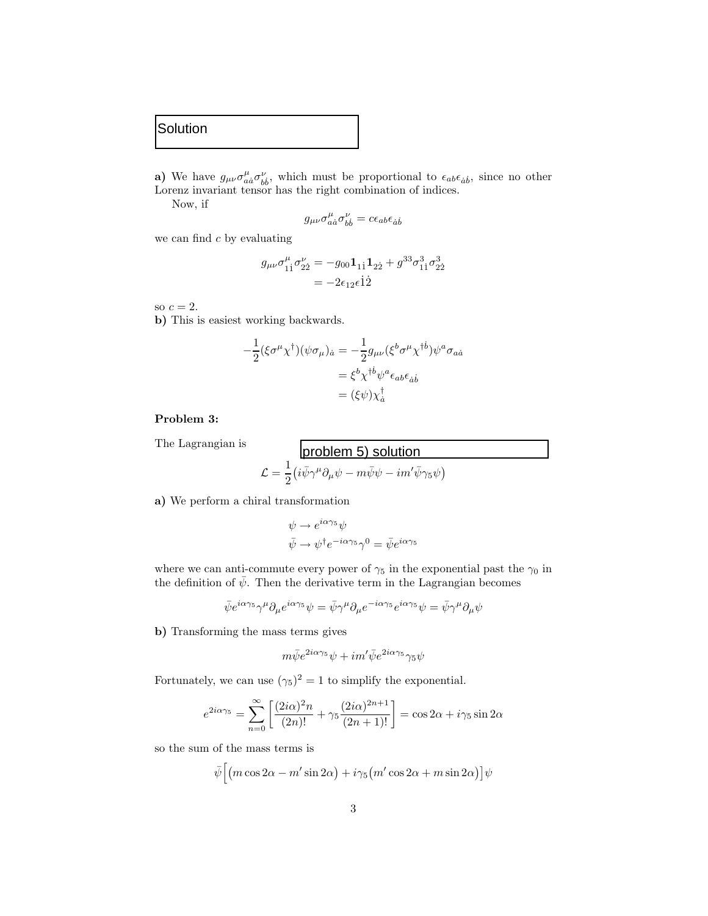Solution

**a)** We have $g_{\mu\nu}\sigma^{\mu}_{a\dot{a}}\sigma^{\nu}_{b\dot{b}}$, which must be proportional to $\epsilon_{ab}\epsilon_{\dot{a}\dot{b}}$, since no other Lorenz invariant tensor has the right combination of indices.

Now, if

$$g_{\mu\nu}\sigma^{\mu}_{a\dot{a}}\sigma^{\nu}_{b\dot{b}} = c\epsilon_{ab}\epsilon_{\dot{a}\dot{b}}$$

we can find $c$ by evaluating

$$\begin{aligned} g_{\mu\nu}\sigma^{\mu}_{1\dot{1}}\sigma^{\nu}_{2\dot{2}} &= -g_{00}\mathbf{1}_{1\dot{1}}\mathbf{1}_{2\dot{2}} + g^{33}\sigma^{3}_{1\dot{1}}\sigma^{3}_{2\dot{2}} \\ &= -2\epsilon_{12}\epsilon^{\dot{1}\dot{2}} \end{aligned}$$

so $c = 2$.

**b)** This is easiest working backwards.

$$\begin{aligned} -\frac{1}{2}(\xi\sigma^{\mu}\chi^{\dagger})(\psi\sigma_{\mu})_{\dot{a}} &= -\frac{1}{2}g_{\mu\nu}(\xi^{b}\sigma^{\mu}\chi^{\dagger\dot{b}})\psi^{a}\sigma_{a\dot{a}} \\ &= \xi^{b}\chi^{\dagger\dot{b}}\psi^{a}\epsilon_{ab}\epsilon_{\dot{a}\dot{b}} \\ &= (\xi\psi)\chi^{\dagger}_{\dot{a}} \end{aligned}$$

**Problem 3:**

problem 5) solution

The Lagrangian is

$$\mathcal{L} = \frac{1}{2}\big(i\bar{\psi}\gamma^{\mu}\partial_{\mu}\psi - m\bar{\psi}\psi - im'\bar{\psi}\gamma_5\psi\big)$$

**a)** We perform a chiral transformation

$$\begin{aligned} \psi &\to e^{i\alpha\gamma_5}\psi \\ \bar{\psi} &\to \psi^{\dagger}e^{-i\alpha\gamma_5}\gamma^{0} = \bar{\psi}e^{i\alpha\gamma_5} \end{aligned}$$

where we can anti-commute every power of $\gamma_5$ in the exponential past the $\gamma_0$ in the definition of $\bar{\psi}$. Then the derivative term in the Lagrangian becomes

$$\bar{\psi}e^{i\alpha\gamma_5}\gamma^{\mu}\partial_{\mu}e^{i\alpha\gamma_5}\psi = \bar{\psi}\gamma^{\mu}\partial_{\mu}e^{-i\alpha\gamma_5}e^{i\alpha\gamma_5}\psi = \bar{\psi}\gamma^{\mu}\partial_{\mu}\psi$$

**b)** Transforming the mass terms gives

$$m\bar{\psi}e^{2i\alpha\gamma_5}\psi + im'\bar{\psi}e^{2i\alpha\gamma_5}\gamma_5\psi$$

Fortunately, we can use $(\gamma_5)^2 = 1$ to simplify the exponential.

$$e^{2i\alpha\gamma_5} = \sum_{n=0}^{\infty}\left[\frac{(2i\alpha)^2 n}{(2n)!} + \gamma_5\frac{(2i\alpha)^{2n+1}}{(2n+1)!}\right] = \cos 2\alpha + i\gamma_5\sin 2\alpha$$

so the sum of the mass terms is

$$\bar{\psi}\Big[\big(m\cos 2\alpha - m'\sin 2\alpha\big) + i\gamma_5\big(m'\cos 2\alpha + m\sin 2\alpha\big)\Big]\psi$$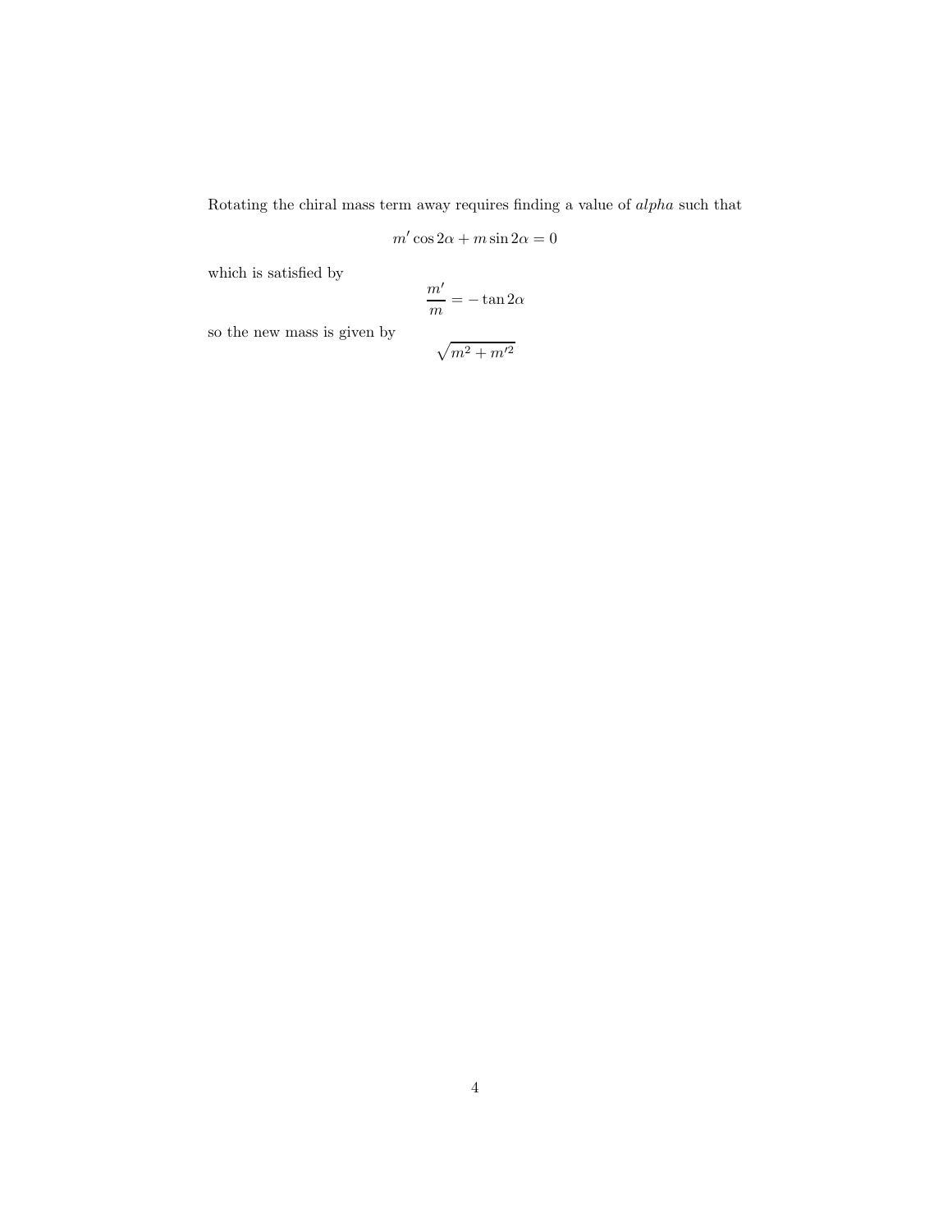Rotating the chiral mass term away requires finding a value of *alpha* such that

$$m' \cos 2\alpha + m \sin 2\alpha = 0$$

which is satisfied by

$$\frac{m'}{m} = -\tan 2\alpha$$

so the new mass is given by

$$\sqrt{m^2 + m'^2}$$